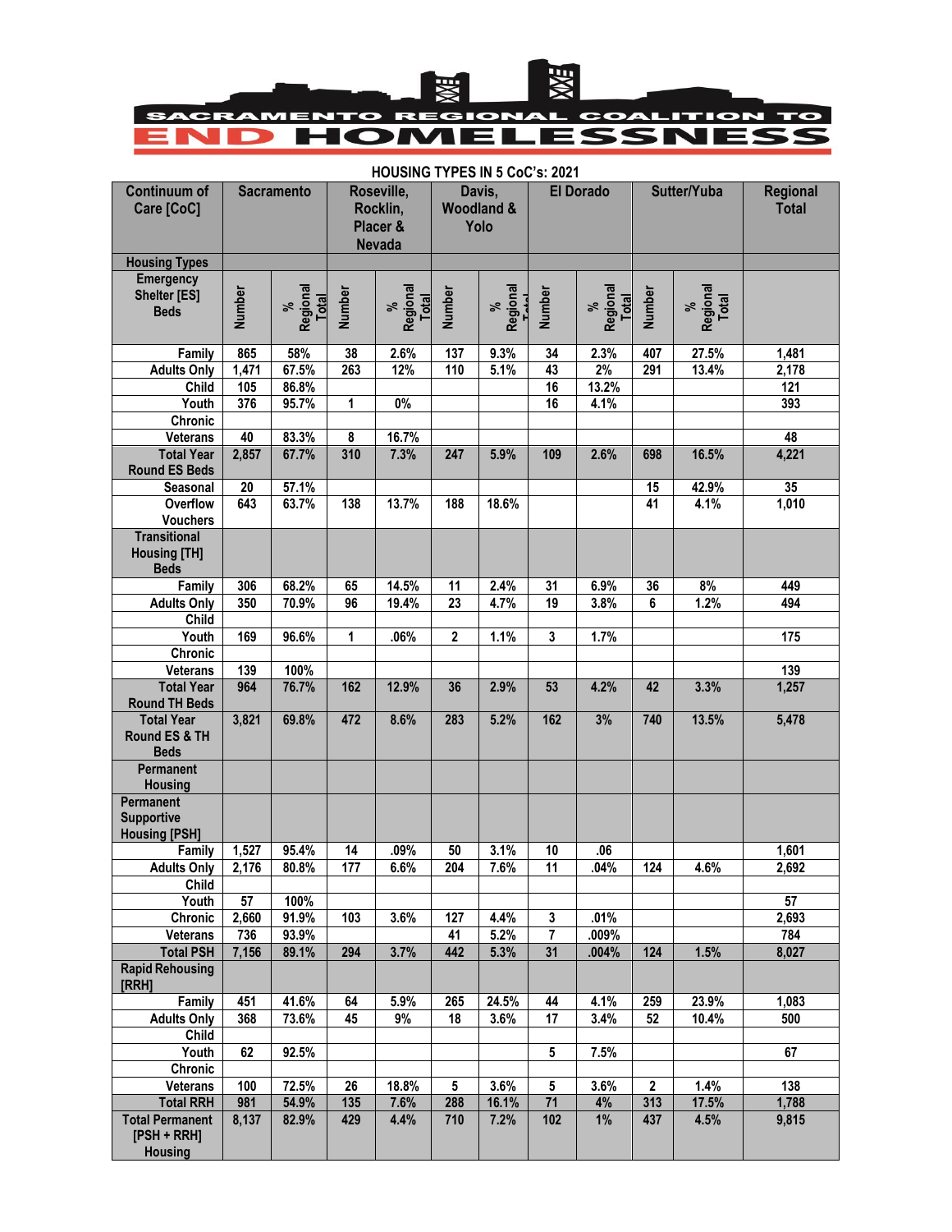# SACRAMENTO REGIONAL COALITION TO END HOMELESSNESS

**HOUSING TYPES IN 5 CoC's: 2021**

| Continuum of Care [CoC] | Sacramento | | Roseville, Rocklin, Placer & Nevada | | Davis, Woodland & Yolo | | El Dorado | | Sutter/Yuba | | Regional Total |
|---|---|---|---|---|---|---|---|---|---|---|---|
| **Housing Types** | | | | | | | | | | | |
| **Emergency Shelter [ES] Beds** | Number | % Regional Total | Number | % Regional Total | Number | % Regional Total | Number | % Regional Total | Number | % Regional Total | |
| Family | 865 | 58% | 38 | 2.6% | 137 | 9.3% | 34 | 2.3% | 407 | 27.5% | 1,481 |
| Adults Only | 1,471 | 67.5% | 263 | 12% | 110 | 5.1% | 43 | 2% | 291 | 13.4% | 2,178 |
| Child | 105 | 86.8% | | | | | 16 | 13.2% | | | 121 |
| Youth | 376 | 95.7% | 1 | 0% | | | 16 | 4.1% | | | 393 |
| Chronic | | | | | | | | | | | |
| Veterans | 40 | 83.3% | 8 | 16.7% | | | | | | | 48 |
| **Total Year Round ES Beds** | 2,857 | 67.7% | 310 | 7.3% | 247 | 5.9% | 109 | 2.6% | 698 | 16.5% | 4,221 |
| Seasonal | 20 | 57.1% | | | | | | | 15 | 42.9% | 35 |
| Overflow Vouchers | 643 | 63.7% | 138 | 13.7% | 188 | 18.6% | | | 41 | 4.1% | 1,010 |
| **Transitional Housing [TH] Beds** | | | | | | | | | | | |
| Family | 306 | 68.2% | 65 | 14.5% | 11 | 2.4% | 31 | 6.9% | 36 | 8% | 449 |
| Adults Only | 350 | 70.9% | 96 | 19.4% | 23 | 4.7% | 19 | 3.8% | 6 | 1.2% | 494 |
| Child | | | | | | | | | | | |
| Youth | 169 | 96.6% | 1 | .06% | 2 | 1.1% | 3 | 1.7% | | | 175 |
| Chronic | | | | | | | | | | | |
| Veterans | 139 | 100% | | | | | | | | | 139 |
| **Total Year Round TH Beds** | 964 | 76.7% | 162 | 12.9% | 36 | 2.9% | 53 | 4.2% | 42 | 3.3% | 1,257 |
| **Total Year Round ES & TH Beds** | 3,821 | 69.8% | 472 | 8.6% | 283 | 5.2% | 162 | 3% | 740 | 13.5% | 5,478 |
| **Permanent Housing** | | | | | | | | | | | |
| **Permanent Supportive Housing [PSH]** | | | | | | | | | | | |
| Family | 1,527 | 95.4% | 14 | .09% | 50 | 3.1% | 10 | .06 | | | 1,601 |
| Adults Only | 2,176 | 80.8% | 177 | 6.6% | 204 | 7.6% | 11 | .04% | 124 | 4.6% | 2,692 |
| Child | | | | | | | | | | | |
| Youth | 57 | 100% | | | | | | | | | 57 |
| Chronic | 2,660 | 91.9% | 103 | 3.6% | 127 | 4.4% | 3 | .01% | | | 2,693 |
| Veterans | 736 | 93.9% | | | 41 | 5.2% | 7 | .009% | | | 784 |
| **Total PSH** | 7,156 | 89.1% | 294 | 3.7% | 442 | 5.3% | 31 | .004% | 124 | 1.5% | 8,027 |
| **Rapid Rehousing [RRH]** | | | | | | | | | | | |
| Family | 451 | 41.6% | 64 | 5.9% | 265 | 24.5% | 44 | 4.1% | 259 | 23.9% | 1,083 |
| Adults Only | 368 | 73.6% | 45 | 9% | 18 | 3.6% | 17 | 3.4% | 52 | 10.4% | 500 |
| Child | | | | | | | | | | | |
| Youth | 62 | 92.5% | | | | | 5 | 7.5% | | | 67 |
| Chronic | | | | | | | | | | | |
| Veterans | 100 | 72.5% | 26 | 18.8% | 5 | 3.6% | 5 | 3.6% | 2 | 1.4% | 138 |
| **Total RRH** | 981 | 54.9% | 135 | 7.6% | 288 | 16.1% | 71 | 4% | 313 | 17.5% | 1,788 |
| **Total Permanent [PSH + RRH] Housing** | 8,137 | 82.9% | 429 | 4.4% | 710 | 7.2% | 102 | 1% | 437 | 4.5% | 9,815 |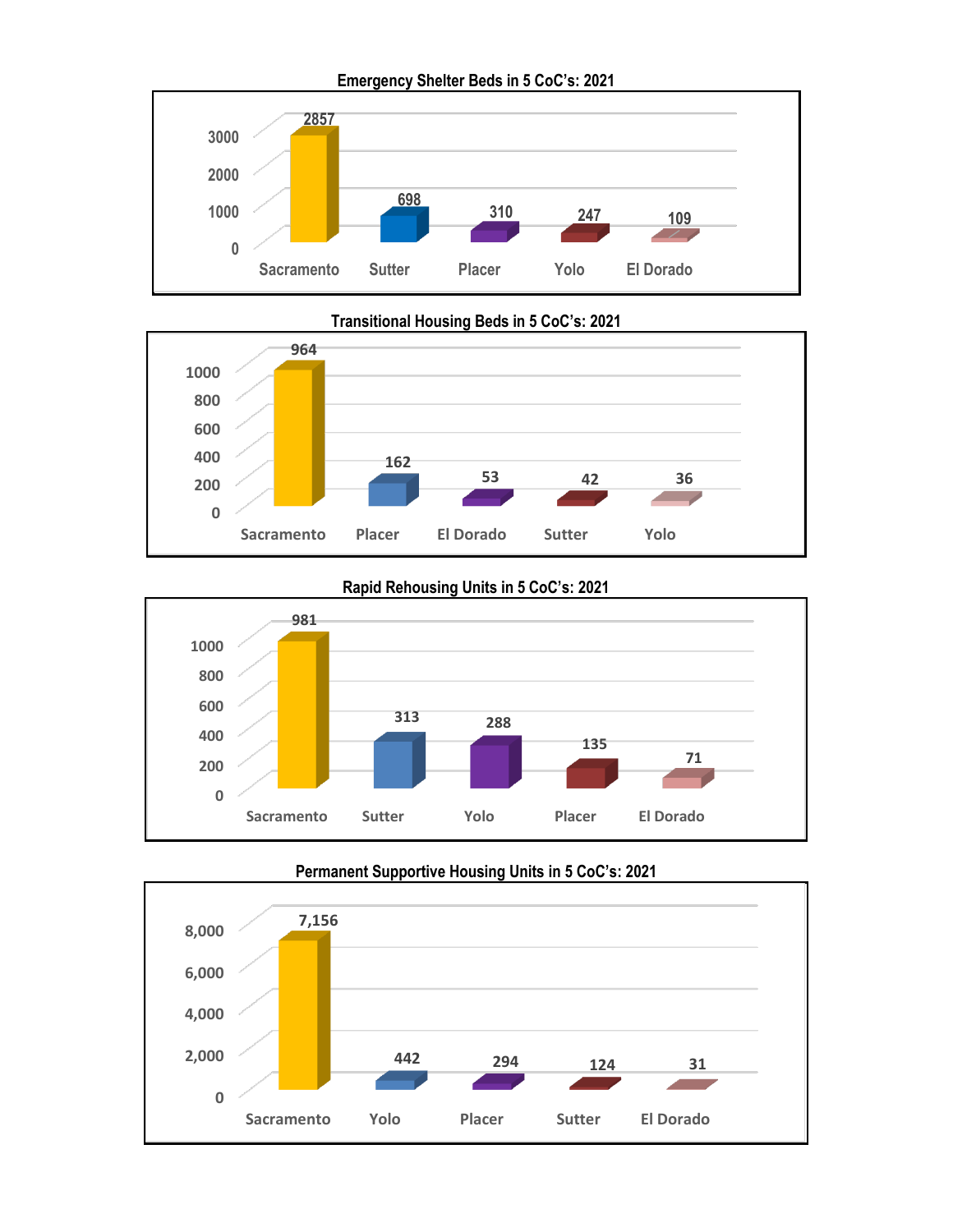**Emergency Shelter Beds in 5 CoC's: 2021**

3000
2000
1000
0

2857
698
310
247
109

Sacramento
Sutter
Placer
Yolo
El Dorado

**Transitional Housing Beds in 5 CoC's: 2021**

1000
800
600
400
200
0

964
162
53
42
36

Sacramento
Placer
El Dorado
Sutter
Yolo

**Rapid Rehousing Units in 5 CoC's: 2021**

1000
800
600
400
200
0

981
313
288
135
71

Sacramento
Sutter
Yolo
Placer
El Dorado

**Permanent Supportive Housing Units in 5 CoC's: 2021**

8,000
6,000
4,000
2,000
0

7,156
442
294
124
31

Sacramento
Yolo
Placer
Sutter
El Dorado